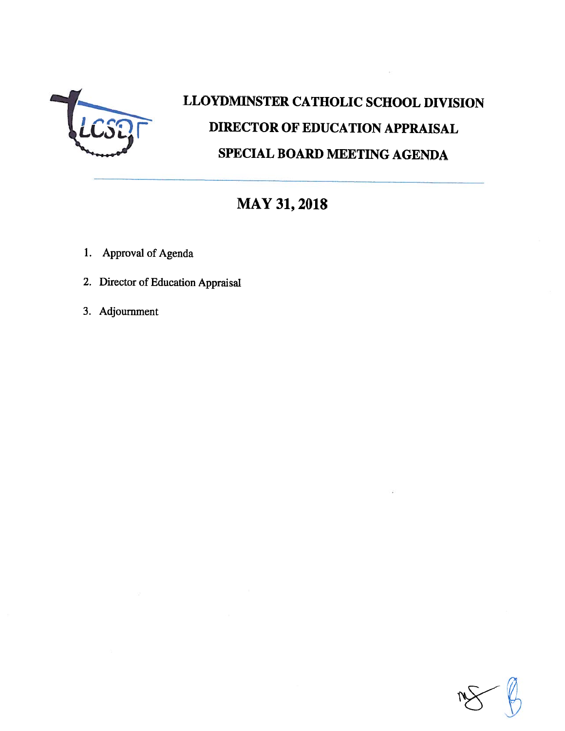# LLOYDMINSTER CATHOLIC SCHOOL DIVISION

## DIRECTOR OF EDUCATION APPRAISAL

## SPECIAL BOARD MEETING AGENDA

## MAY 31, 2018

1. Approval of Agenda
2. Director of Education Appraisal
3. Adjournment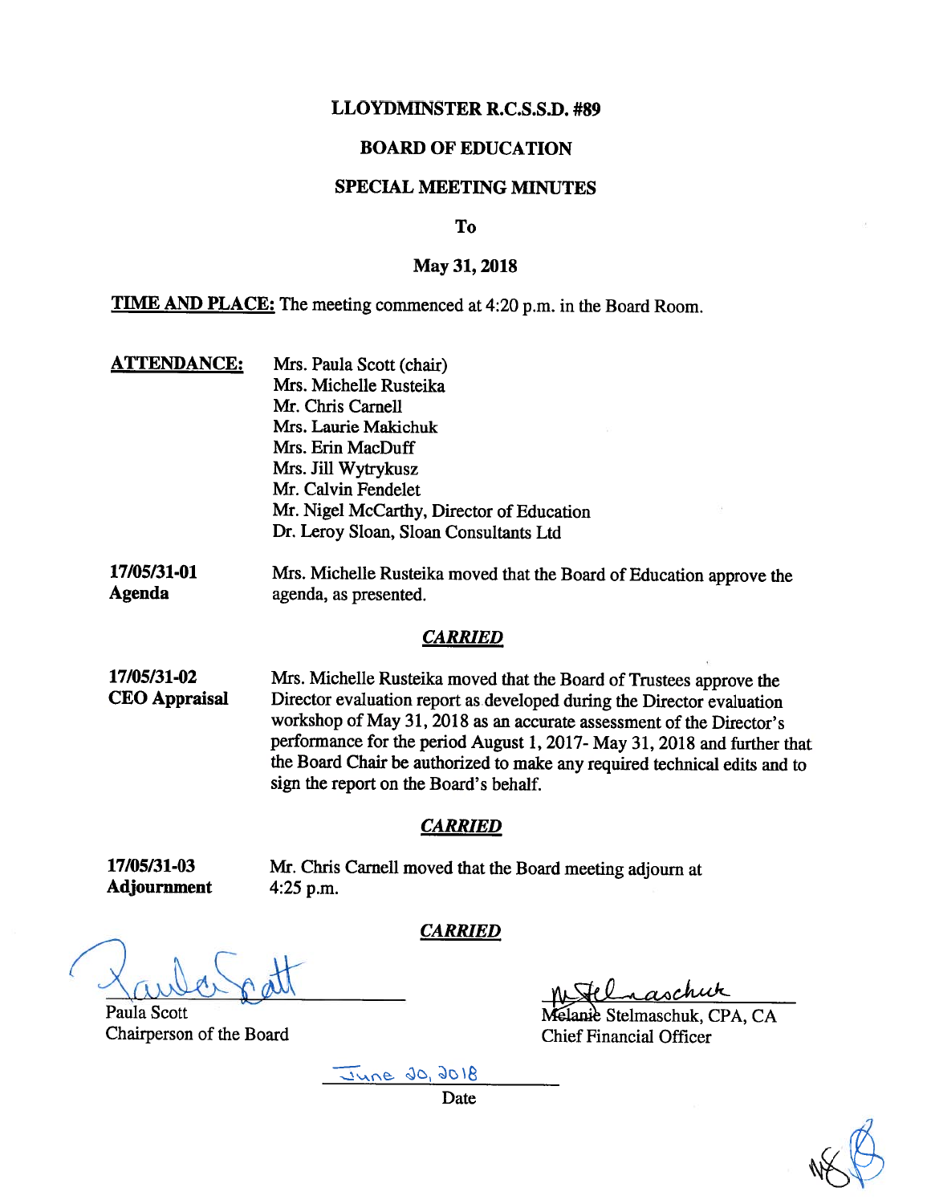**LLOYDMINSTER R.C.S.S.D. #89**

**BOARD OF EDUCATION**

**SPECIAL MEETING MINUTES**

**To**

**May 31, 2018**

**TIME AND PLACE:** The meeting commenced at 4:20 p.m. in the Board Room.

**ATTENDANCE:**
Mrs. Paula Scott (chair)
Mrs. Michelle Rusteika
Mr. Chris Carnell
Mrs. Laurie Makichuk
Mrs. Erin MacDuff
Mrs. Jill Wytrykusz
Mr. Calvin Fendelet
Mr. Nigel McCarthy, Director of Education
Dr. Leroy Sloan, Sloan Consultants Ltd

**17/05/31-01**
**Agenda**

Mrs. Michelle Rusteika moved that the Board of Education approve the agenda, as presented.

***CARRIED***

**17/05/31-02**
**CEO Appraisal**

Mrs. Michelle Rusteika moved that the Board of Trustees approve the Director evaluation report as developed during the Director evaluation workshop of May 31, 2018 as an accurate assessment of the Director's performance for the period August 1, 2017- May 31, 2018 and further that the Board Chair be authorized to make any required technical edits and to sign the report on the Board's behalf.

***CARRIED***

**17/05/31-03**
**Adjournment**

Mr. Chris Carnell moved that the Board meeting adjourn at 4:25 p.m.

***CARRIED***

Paula Scott
Chairperson of the Board

Melanie Stelmaschuk, CPA, CA
Chief Financial Officer

June 20, 2018
Date